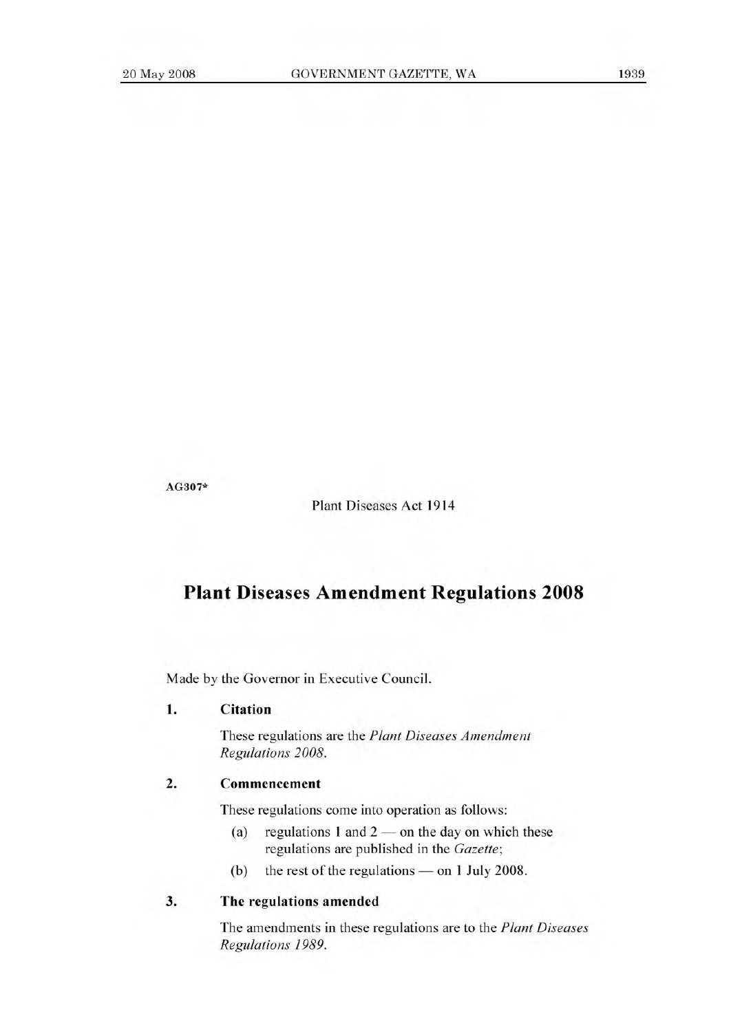AG307*

Plant Diseases Act 1914

# Plant Diseases Amendment Regulations 2008

Made by the Governor in Executive Council.

### 1. Citation

These regulations are the *Plant Diseases Amendment Regulations 2008*.

### 2. Commencement

These regulations come into operation as follows:

(a) regulations 1 and 2 — on the day on which these regulations are published in the *Gazette*;

(b) the rest of the regulations — on 1 July 2008.

### 3. The regulations amended

The amendments in these regulations are to the *Plant Diseases Regulations 1989*.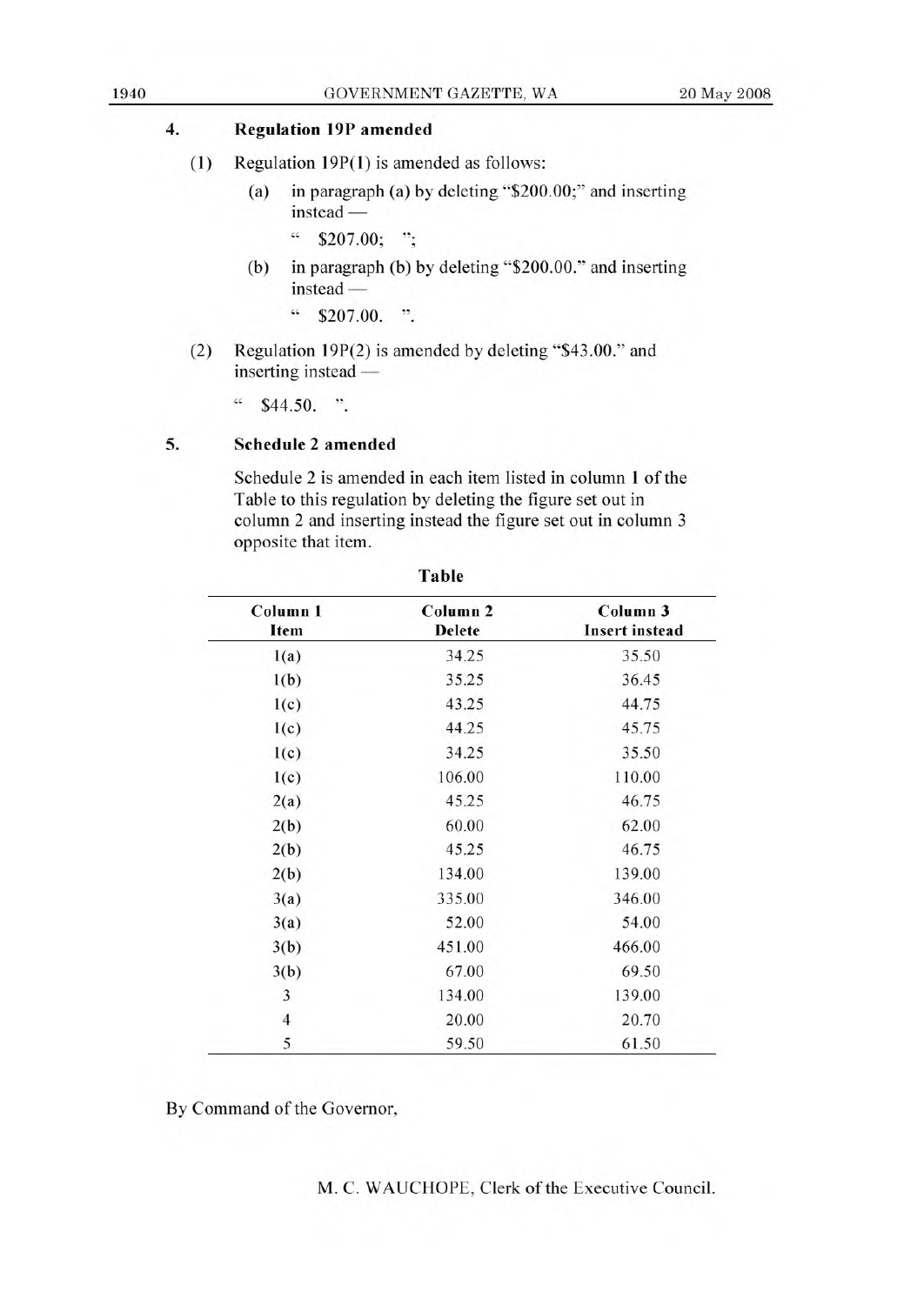### 4. Regulation 19P amended

(1) Regulation 19P(1) is amended as follows:

(a) in paragraph (a) by deleting "$200.00;" and inserting instead —

" $207.00; ";

(b) in paragraph (b) by deleting "$200.00." and inserting instead —

" $207.00. ".

(2) Regulation 19P(2) is amended by deleting "$43.00." and inserting instead —

" $44.50. ".

### 5. Schedule 2 amended

Schedule 2 is amended in each item listed in column 1 of the Table to this regulation by deleting the figure set out in column 2 and inserting instead the figure set out in column 3 opposite that item.

**Table**

| Column 1<br>Item | Column 2<br>Delete | Column 3<br>Insert instead |
|---|---|---|
| 1(a) | 34.25 | 35.50 |
| 1(b) | 35.25 | 36.45 |
| 1(c) | 43.25 | 44.75 |
| 1(c) | 44.25 | 45.75 |
| 1(c) | 34.25 | 35.50 |
| 1(c) | 106.00 | 110.00 |
| 2(a) | 45.25 | 46.75 |
| 2(b) | 60.00 | 62.00 |
| 2(b) | 45.25 | 46.75 |
| 2(b) | 134.00 | 139.00 |
| 3(a) | 335.00 | 346.00 |
| 3(a) | 52.00 | 54.00 |
| 3(b) | 451.00 | 466.00 |
| 3(b) | 67.00 | 69.50 |
| 3 | 134.00 | 139.00 |
| 4 | 20.00 | 20.70 |
| 5 | 59.50 | 61.50 |

By Command of the Governor,

M. C. WAUCHOPE, Clerk of the Executive Council.